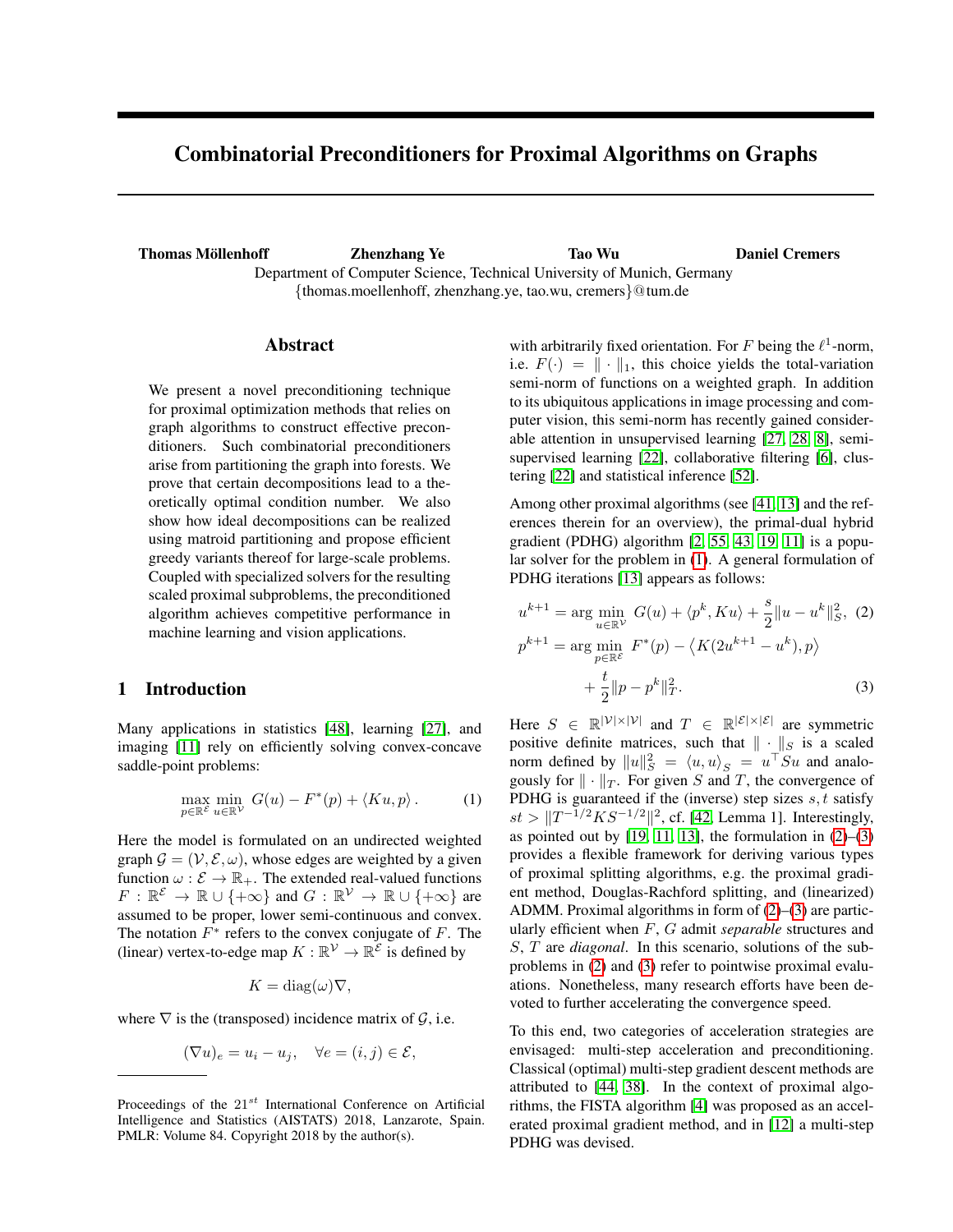# Combinatorial Preconditioners for Proximal Algorithms on Graphs

**Thomas Möllenhoff** **Zhenzhang Ye** **Tao Wu** **Daniel Cremers**

Department of Computer Science, Technical University of Munich, Germany

{thomas.moellenhoff, zhenzhang.ye, tao.wu, cremers}@tum.de

## Abstract

We present a novel preconditioning technique for proximal optimization methods that relies on graph algorithms to construct effective preconditioners. Such combinatorial preconditioners arise from partitioning the graph into forests. We prove that certain decompositions lead to a theoretically optimal condition number. We also show how ideal decompositions can be realized using matroid partitioning and propose efficient greedy variants thereof for large-scale problems. Coupled with specialized solvers for the resulting scaled proximal subproblems, the preconditioned algorithm achieves competitive performance in machine learning and vision applications.

## 1 Introduction

Many applications in statistics [48], learning [27], and imaging [11] rely on efficiently solving convex-concave saddle-point problems:

$$\max_{p \in \mathbb{R}^{\mathcal{E}}} \min_{u \in \mathbb{R}^{\mathcal{V}}} \; G(u) - F^*(p) + \langle Ku, p \rangle \,. \tag{1}$$

Here the model is formulated on an undirected weighted graph $\mathcal{G} = (\mathcal{V}, \mathcal{E}, \omega)$, whose edges are weighted by a given function $\omega : \mathcal{E} \to \mathbb{R}_+$. The extended real-valued functions $F : \mathbb{R}^{\mathcal{E}} \to \mathbb{R} \cup \{+\infty\}$ and $G : \mathbb{R}^{\mathcal{V}} \to \mathbb{R} \cup \{+\infty\}$ are assumed to be proper, lower semi-continuous and convex. The notation $F^*$ refers to the convex conjugate of $F$. The (linear) vertex-to-edge map $K : \mathbb{R}^{\mathcal{V}} \to \mathbb{R}^{\mathcal{E}}$ is defined by

$$K = \operatorname{diag}(\omega) \nabla,$$

where $\nabla$ is the (transposed) incidence matrix of $\mathcal{G}$, i.e.

$$(\nabla u)_e = u_i - u_j, \quad \forall e = (i,j) \in \mathcal{E},$$

with arbitrarily fixed orientation. For $F$ being the $\ell^1$-norm, i.e. $F(\cdot) = \| \cdot \|_1$, this choice yields the total-variation semi-norm of functions on a weighted graph. In addition to its ubiquitous applications in image processing and computer vision, this semi-norm has recently gained considerable attention in unsupervised learning [27, 28, 8], semi-supervised learning [22], collaborative filtering [6], clustering [22] and statistical inference [52].

Among other proximal algorithms (see [41, 13] and the references therein for an overview), the primal-dual hybrid gradient (PDHG) algorithm [2, 55, 43, 19, 11] is a popular solver for the problem in (1). A general formulation of PDHG iterations [13] appears as follows:

$$u^{k+1} = \arg\min_{u \in \mathbb{R}^{\mathcal{V}}} \; G(u) + \langle p^k, Ku \rangle + \frac{s}{2} \|u - u^k\|_S^2, \tag{2}$$

$$p^{k+1} = \arg\min_{p \in \mathbb{R}^{\mathcal{E}}} \; F^*(p) - \left\langle K(2u^{k+1} - u^k), p \right\rangle + \frac{t}{2} \|p - p^k\|_T^2. \tag{3}$$

Here $S \in \mathbb{R}^{|\mathcal{V}| \times |\mathcal{V}|}$ and $T \in \mathbb{R}^{|\mathcal{E}| \times |\mathcal{E}|}$ are symmetric positive definite matrices, such that $\| \cdot \|_S$ is a scaled norm defined by $\|u\|_S^2 = \langle u, u \rangle_S = u^\top S u$ and analogously for $\| \cdot \|_T$. For given $S$ and $T$, the convergence of PDHG is guaranteed if the (inverse) step sizes $s, t$ satisfy $st > \|T^{-1/2} K S^{-1/2}\|^2$, cf. [42, Lemma 1]. Interestingly, as pointed out by [19, 11, 13], the formulation in (2)–(3) provides a flexible framework for deriving various types of proximal splitting algorithms, e.g. the proximal gradient method, Douglas-Rachford splitting, and (linearized) ADMM. Proximal algorithms in form of (2)–(3) are particularly efficient when $F$, $G$ admit *separable* structures and $S$, $T$ are *diagonal*. In this scenario, solutions of the subproblems in (2) and (3) refer to pointwise proximal evaluations. Nonetheless, many research efforts have been devoted to further accelerating the convergence speed.

To this end, two categories of acceleration strategies are envisaged: multi-step acceleration and preconditioning. Classical (optimal) multi-step gradient descent methods are attributed to [44, 38]. In the context of proximal algorithms, the FISTA algorithm [4] was proposed as an accelerated proximal gradient method, and in [12] a multi-step PDHG was devised.

Proceedings of the $21^{st}$ International Conference on Artificial Intelligence and Statistics (AISTATS) 2018, Lanzarote, Spain. PMLR: Volume 84. Copyright 2018 by the author(s).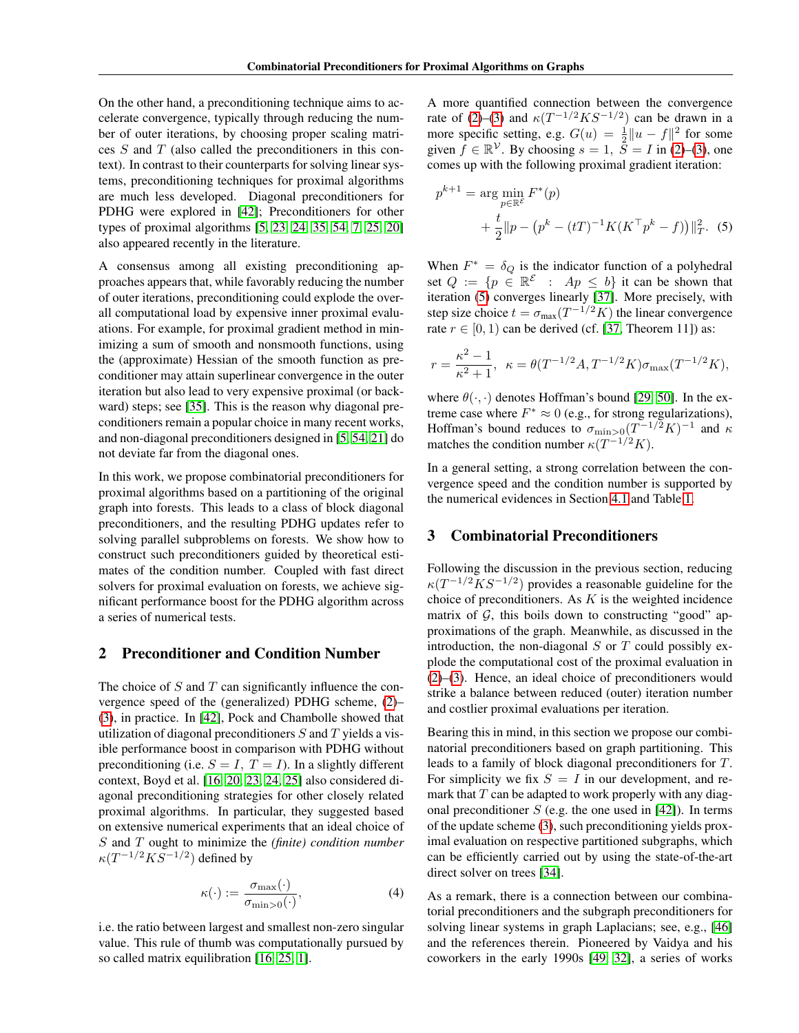On the other hand, a preconditioning technique aims to accelerate convergence, typically through reducing the number of outer iterations, by choosing proper scaling matrices $S$ and $T$ (also called the preconditioners in this context). In contrast to their counterparts for solving linear systems, preconditioning techniques for proximal algorithms are much less developed. Diagonal preconditioners for PDHG were explored in [42]; Preconditioners for other types of proximal algorithms [5, 23, 24, 35, 54, 7, 25, 20] also appeared recently in the literature.

A consensus among all existing preconditioning approaches appears that, while favorably reducing the number of outer iterations, preconditioning could explode the overall computational load by expensive inner proximal evaluations. For example, for proximal gradient method in minimizing a sum of smooth and nonsmooth functions, using the (approximate) Hessian of the smooth function as preconditioner may attain superlinear convergence in the outer iteration but also lead to very expensive proximal (or backward) steps; see [35]. This is the reason why diagonal preconditioners remain a popular choice in many recent works, and non-diagonal preconditioners designed in [5, 54, 21] do not deviate far from the diagonal ones.

In this work, we propose combinatorial preconditioners for proximal algorithms based on a partitioning of the original graph into forests. This leads to a class of block diagonal preconditioners, and the resulting PDHG updates refer to solving parallel subproblems on forests. We show how to construct such preconditioners guided by theoretical estimates of the condition number. Coupled with fast direct solvers for proximal evaluation on forests, we achieve significant performance boost for the PDHG algorithm across a series of numerical tests.

## 2 Preconditioner and Condition Number

The choice of $S$ and $T$ can significantly influence the convergence speed of the (generalized) PDHG scheme, (2)–(3), in practice. In [42], Pock and Chambolle showed that utilization of diagonal preconditioners $S$ and $T$ yields a visible performance boost in comparison with PDHG without preconditioning (i.e. $S = I,\ T = I$). In a slightly different context, Boyd et al. [16, 20, 23, 24, 25] also considered diagonal preconditioning strategies for other closely related proximal algorithms. In particular, they suggested based on extensive numerical experiments that an ideal choice of $S$ and $T$ ought to minimize the *(finite) condition number* $\kappa(T^{-1/2}KS^{-1/2})$ defined by

$$\kappa(\cdot) := \frac{\sigma_{\max}(\cdot)}{\sigma_{\min>0}(\cdot)}, \tag{4}$$

i.e. the ratio between largest and smallest non-zero singular value. This rule of thumb was computationally pursued by so called matrix equilibration [16, 25, 1].

A more quantified connection between the convergence rate of (2)–(3) and $\kappa(T^{-1/2}KS^{-1/2})$ can be drawn in a more specific setting, e.g. $G(u) = \frac{1}{2}\|u - f\|^2$ for some given $f \in \mathbb{R}^{\mathcal{V}}$. By choosing $s = 1,\ S = I$ in (2)–(3), one comes up with the following proximal gradient iteration:

$$p^{k+1} = \arg\min_{p \in \mathbb{R}^{\mathcal{E}}} F^*(p) + \frac{t}{2}\|p - \left(p^k - (tT)^{-1}K(K^\top p^k - f)\right)\|_T^2. \tag{5}$$

When $F^* = \delta_Q$ is the indicator function of a polyhedral set $Q := \{p \in \mathbb{R}^{\mathcal{E}} \ :\ Ap \leq b\}$ it can be shown that iteration (5) converges linearly [37]. More precisely, with step size choice $t = \sigma_{\max}(T^{-1/2}K)$ the linear convergence rate $r \in [0, 1)$ can be derived (cf. [37, Theorem 11]) as:

$$r = \frac{\kappa^2 - 1}{\kappa^2 + 1},\ \ \kappa = \theta(T^{-1/2}A, T^{-1/2}K)\sigma_{\max}(T^{-1/2}K),$$

where $\theta(\cdot,\cdot)$ denotes Hoffman's bound [29, 50]. In the extreme case where $F^* \approx 0$ (e.g., for strong regularizations), Hoffman's bound reduces to $\sigma_{\min>0}(T^{-1/2}K)^{-1}$ and $\kappa$ matches the condition number $\kappa(T^{-1/2}K)$.

In a general setting, a strong correlation between the convergence speed and the condition number is supported by the numerical evidences in Section 4.1 and Table 1.

## 3 Combinatorial Preconditioners

Following the discussion in the previous section, reducing $\kappa(T^{-1/2}KS^{-1/2})$ provides a reasonable guideline for the choice of preconditioners. As $K$ is the weighted incidence matrix of $\mathcal{G}$, this boils down to constructing "good" approximations of the graph. Meanwhile, as discussed in the introduction, the non-diagonal $S$ or $T$ could possibly explode the computational cost of the proximal evaluation in (2)–(3). Hence, an ideal choice of preconditioners would strike a balance between reduced (outer) iteration number and costlier proximal evaluations per iteration.

Bearing this in mind, in this section we propose our combinatorial preconditioners based on graph partitioning. This leads to a family of block diagonal preconditioners for $T$. For simplicity we fix $S = I$ in our development, and remark that $T$ can be adapted to work properly with any diagonal preconditioner $S$ (e.g. the one used in [42]). In terms of the update scheme (3), such preconditioning yields proximal evaluation on respective partitioned subgraphs, which can be efficiently carried out by using the state-of-the-art direct solver on trees [34].

As a remark, there is a connection between our combinatorial preconditioners and the subgraph preconditioners for solving linear systems in graph Laplacians; see, e.g., [46] and the references therein. Pioneered by Vaidya and his coworkers in the early 1990s [49, 32], a series of works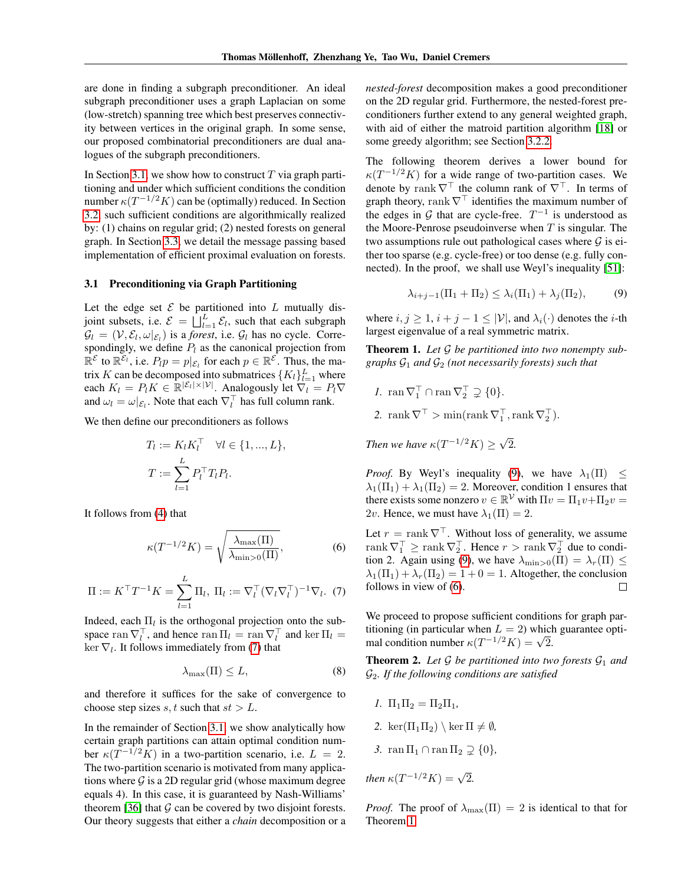are done in finding a subgraph preconditioner. An ideal subgraph preconditioner uses a graph Laplacian on some (low-stretch) spanning tree which best preserves connectivity between vertices in the original graph. In some sense, our proposed combinatorial preconditioners are dual analogues of the subgraph preconditioners.

In Section 3.1, we show how to construct $T$ via graph partitioning and under which sufficient conditions the condition number $\kappa(T^{-1/2}K)$ can be (optimally) reduced. In Section 3.2, such sufficient conditions are algorithmically realized by: (1) chains on regular grid; (2) nested forests on general graph. In Section 3.3, we detail the message passing based implementation of efficient proximal evaluation on forests.

### 3.1 Preconditioning via Graph Partitioning

Let the edge set $\mathcal{E}$ be partitioned into $L$ mutually disjoint subsets, i.e. $\mathcal{E} = \bigsqcup_{l=1}^{L} \mathcal{E}_l$, such that each subgraph $\mathcal{G}_l = (\mathcal{V}, \mathcal{E}_l, \omega|_{\mathcal{E}_l})$ is a *forest*, i.e. $\mathcal{G}_l$ has no cycle. Correspondingly, we define $P_l$ as the canonical projection from $\mathbb{R}^{\mathcal{E}}$ to $\mathbb{R}^{\mathcal{E}_l}$, i.e. $P_l p = p|_{\mathcal{E}_l}$ for each $p \in \mathbb{R}^{\mathcal{E}}$. Thus, the matrix $K$ can be decomposed into submatrices $\{K_l\}_{l=1}^{L}$ where each $K_l = P_l K \in \mathbb{R}^{|\mathcal{E}_l| \times |\mathcal{V}|}$. Analogously let $\nabla_l = P_l \nabla$ and $\omega_l = \omega|_{\mathcal{E}_l}$. Note that each $\nabla_l^\top$ has full column rank.

We then define our preconditioners as follows

$$T_l := K_l K_l^\top \quad \forall l \in \{1, ..., L\},$$
$$T := \sum_{l=1}^{L} P_l^\top T_l P_l.$$

It follows from (4) that

$$\kappa(T^{-1/2}K) = \sqrt{\frac{\lambda_{\max}(\Pi)}{\lambda_{\min>0}(\Pi)}}, \tag{6}$$

$$\Pi := K^\top T^{-1} K = \sum_{l=1}^{L} \Pi_l, \; \Pi_l := \nabla_l^\top (\nabla_l \nabla_l^\top)^{-1} \nabla_l. \tag{7}$$

Indeed, each $\Pi_l$ is the orthogonal projection onto the subspace $\operatorname{ran} \nabla_l^\top$, and hence $\operatorname{ran} \Pi_l = \operatorname{ran} \nabla_l^\top$ and $\ker \Pi_l = \ker \nabla_l$. It follows immediately from (7) that

$$\lambda_{\max}(\Pi) \leq L, \tag{8}$$

and therefore it suffices for the sake of convergence to choose step sizes $s, t$ such that $st > L$.

In the remainder of Section 3.1, we show analytically how certain graph partitions can attain optimal condition number $\kappa(T^{-1/2}K)$ in a two-partition scenario, i.e. $L = 2$. The two-partition scenario is motivated from many applications where $\mathcal{G}$ is a 2D regular grid (whose maximum degree equals 4). In this case, it is guaranteed by Nash-Williams' theorem [36] that $\mathcal{G}$ can be covered by two disjoint forests. Our theory suggests that either a *chain* decomposition or a *nested-forest* decomposition makes a good preconditioner on the 2D regular grid. Furthermore, the nested-forest preconditioners further extend to any general weighted graph, with aid of either the matroid partition algorithm [18] or some greedy algorithm; see Section 3.2.2.

The following theorem derives a lower bound for $\kappa(T^{-1/2}K)$ for a wide range of two-partition cases. We denote by $\operatorname{rank} \nabla^\top$ the column rank of $\nabla^\top$. In terms of graph theory, $\operatorname{rank} \nabla^\top$ identifies the maximum number of the edges in $\mathcal{G}$ that are cycle-free. $T^{-1}$ is understood as the Moore-Penrose pseudoinverse when $T$ is singular. The two assumptions rule out pathological cases where $\mathcal{G}$ is either too sparse (e.g. cycle-free) or too dense (e.g. fully connected). In the proof, we shall use Weyl's inequality [51]:

$$\lambda_{i+j-1}(\Pi_1 + \Pi_2) \leq \lambda_i(\Pi_1) + \lambda_j(\Pi_2), \tag{9}$$

where $i, j \geq 1$, $i + j - 1 \leq |\mathcal{V}|$, and $\lambda_i(\cdot)$ denotes the $i$-th largest eigenvalue of a real symmetric matrix.

**Theorem 1.** *Let $\mathcal{G}$ be partitioned into two nonempty subgraphs $\mathcal{G}_1$ and $\mathcal{G}_2$ (not necessarily forests) such that*

1. $\operatorname{ran} \nabla_1^\top \cap \operatorname{ran} \nabla_2^\top \supsetneq \{0\}$.
2. $\operatorname{rank} \nabla^\top > \min(\operatorname{rank} \nabla_1^\top, \operatorname{rank} \nabla_2^\top)$.

*Then we have $\kappa(T^{-1/2}K) \geq \sqrt{2}$.*

*Proof.* By Weyl's inequality (9), we have $\lambda_1(\Pi) \leq \lambda_1(\Pi_1) + \lambda_1(\Pi_2) = 2$. Moreover, condition 1 ensures that there exists some nonzero $v \in \mathbb{R}^{\mathcal{V}}$ with $\Pi v = \Pi_1 v + \Pi_2 v = 2v$. Hence, we must have $\lambda_1(\Pi) = 2$.

Let $r = \operatorname{rank} \nabla^\top$. Without loss of generality, we assume $\operatorname{rank} \nabla_1^\top \geq \operatorname{rank} \nabla_2^\top$. Hence $r > \operatorname{rank} \nabla_2^\top$ due to condition 2. Again using (9), we have $\lambda_{\min>0}(\Pi) = \lambda_r(\Pi) \leq \lambda_1(\Pi_1) + \lambda_r(\Pi_2) = 1 + 0 = 1$. Altogether, the conclusion follows in view of (6). ◻

We proceed to propose sufficient conditions for graph partitioning (in particular when $L = 2$) which guarantee optimal condition number $\kappa(T^{-1/2}K) = \sqrt{2}$.

**Theorem 2.** *Let $\mathcal{G}$ be partitioned into two forests $\mathcal{G}_1$ and $\mathcal{G}_2$. If the following conditions are satisfied*

1. $\Pi_1 \Pi_2 = \Pi_2 \Pi_1$,
2. $\ker(\Pi_1 \Pi_2) \setminus \ker \Pi \neq \emptyset$,
3. $\operatorname{ran} \Pi_1 \cap \operatorname{ran} \Pi_2 \supsetneq \{0\}$,

*then $\kappa(T^{-1/2}K) = \sqrt{2}$.*

*Proof.* The proof of $\lambda_{\max}(\Pi) = 2$ is identical to that for Theorem 1.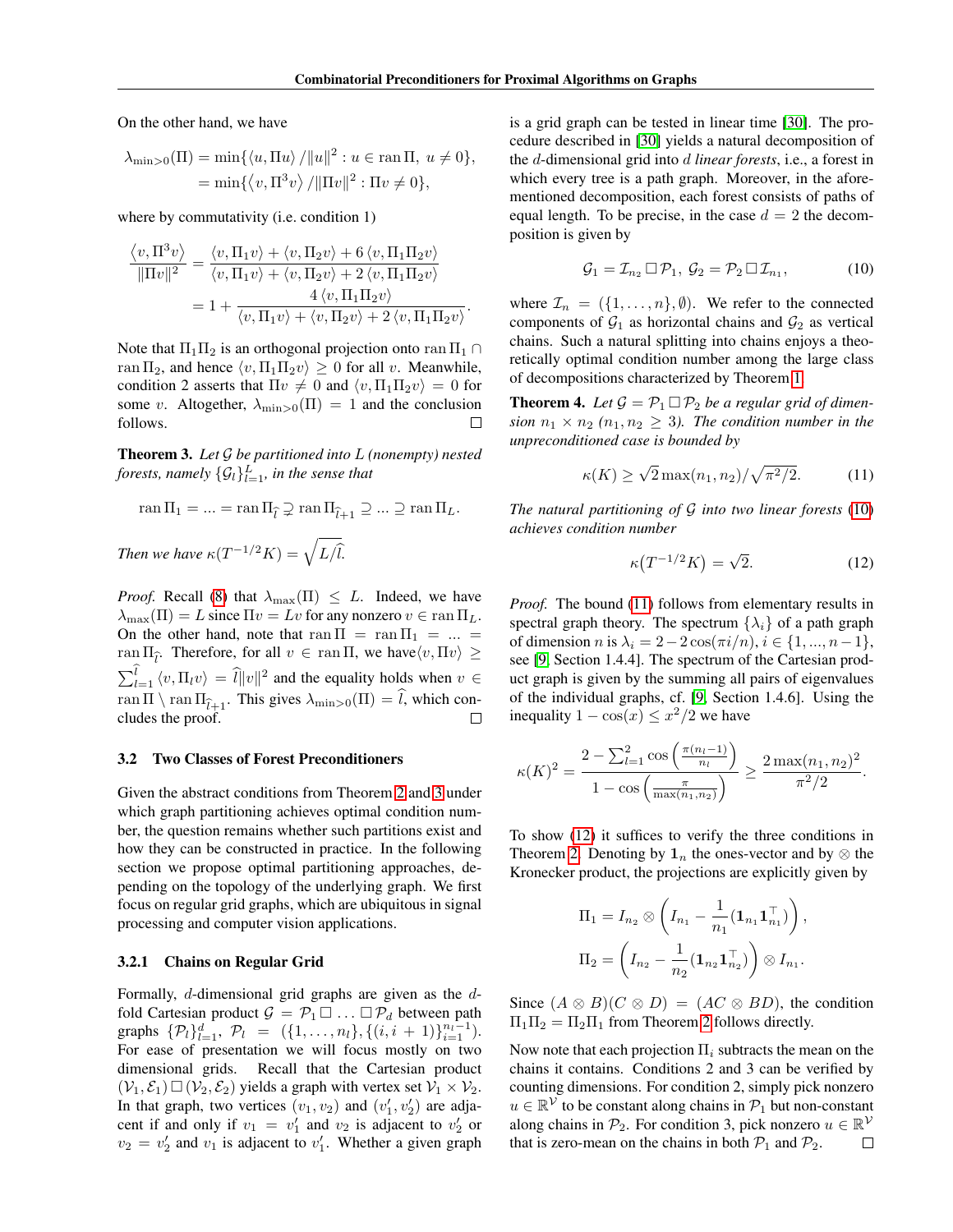On the other hand, we have

$$\lambda_{\min>0}(\Pi) = \min\{\langle u, \Pi u\rangle / \|u\|^2 : u \in \operatorname{ran}\Pi,\ u \neq 0\},$$
$$= \min\{\langle v, \Pi^3 v\rangle / \|\Pi v\|^2 : \Pi v \neq 0\},$$

where by commutativity (i.e. condition 1)

$$\frac{\langle v, \Pi^3 v\rangle}{\|\Pi v\|^2} = \frac{\langle v, \Pi_1 v\rangle + \langle v, \Pi_2 v\rangle + 6\langle v, \Pi_1\Pi_2 v\rangle}{\langle v, \Pi_1 v\rangle + \langle v, \Pi_2 v\rangle + 2\langle v, \Pi_1\Pi_2 v\rangle}$$
$$= 1 + \frac{4\langle v, \Pi_1\Pi_2 v\rangle}{\langle v, \Pi_1 v\rangle + \langle v, \Pi_2 v\rangle + 2\langle v, \Pi_1\Pi_2 v\rangle}.$$

Note that $\Pi_1\Pi_2$ is an orthogonal projection onto $\operatorname{ran}\Pi_1 \cap \operatorname{ran}\Pi_2$, and hence $\langle v, \Pi_1\Pi_2 v\rangle \geq 0$ for all $v$. Meanwhile, condition 2 asserts that $\Pi v \neq 0$ and $\langle v, \Pi_1\Pi_2 v\rangle = 0$ for some $v$. Altogether, $\lambda_{\min>0}(\Pi) = 1$ and the conclusion follows. □

**Theorem 3.** *Let $\mathcal{G}$ be partitioned into $L$ (nonempty) nested forests, namely $\{\mathcal{G}_l\}_{l=1}^L$, in the sense that*

$$\operatorname{ran}\Pi_1 = \ldots = \operatorname{ran}\Pi_{\widehat{l}} \supsetneq \operatorname{ran}\Pi_{\widehat{l}+1} \supseteq \ldots \supseteq \operatorname{ran}\Pi_L.$$

*Then we have $\kappa(T^{-1/2}K) = \sqrt{L/\widehat{l}}$.*

*Proof.* Recall (8) that $\lambda_{\max}(\Pi) \leq L$. Indeed, we have $\lambda_{\max}(\Pi) = L$ since $\Pi v = Lv$ for any nonzero $v \in \operatorname{ran}\Pi_L$. On the other hand, note that $\operatorname{ran}\Pi = \operatorname{ran}\Pi_1 = \ldots = \operatorname{ran}\Pi_{\widehat{l}}$. Therefore, for all $v \in \operatorname{ran}\Pi$, we have $\langle v, \Pi v\rangle \geq \sum_{l=1}^{\widehat{l}} \langle v, \Pi_l v\rangle = \widehat{l}\|v\|^2$ and the equality holds when $v \in \operatorname{ran}\Pi \setminus \operatorname{ran}\Pi_{\widehat{l}+1}$. This gives $\lambda_{\min>0}(\Pi) = \widehat{l}$, which concludes the proof. □

### 3.2 Two Classes of Forest Preconditioners

Given the abstract conditions from Theorem 2 and 3 under which graph partitioning achieves optimal condition number, the question remains whether such partitions exist and how they can be constructed in practice. In the following section we propose optimal partitioning approaches, depending on the topology of the underlying graph. We first focus on regular grid graphs, which are ubiquitous in signal processing and computer vision applications.

#### 3.2.1 Chains on Regular Grid

Formally, $d$-dimensional grid graphs are given as the $d$-fold Cartesian product $\mathcal{G} = \mathcal{P}_1 \square \ldots \square \mathcal{P}_d$ between path graphs $\{\mathcal{P}_l\}_{l=1}^d$, $\mathcal{P}_l = (\{1, \ldots, n_l\}, \{(i, i+1)\}_{i=1}^{n_l-1})$. For ease of presentation we will focus mostly on two dimensional grids. Recall that the Cartesian product $(\mathcal{V}_1, \mathcal{E}_1) \square (\mathcal{V}_2, \mathcal{E}_2)$ yields a graph with vertex set $\mathcal{V}_1 \times \mathcal{V}_2$. In that graph, two vertices $(v_1, v_2)$ and $(v_1', v_2')$ are adjacent if and only if $v_1 = v_1'$ and $v_2$ is adjacent to $v_2'$ or $v_2 = v_2'$ and $v_1$ is adjacent to $v_1'$. Whether a given graph is a grid graph can be tested in linear time [30]. The procedure described in [30] yields a natural decomposition of the $d$-dimensional grid into $d$ *linear forests*, i.e., a forest in which every tree is a path graph. Moreover, in the aforementioned decomposition, each forest consists of paths of equal length. To be precise, in the case $d = 2$ the decomposition is given by

$$\mathcal{G}_1 = \mathcal{I}_{n_2} \square \mathcal{P}_1,\ \mathcal{G}_2 = \mathcal{P}_2 \square \mathcal{I}_{n_1}, \tag{10}$$

where $\mathcal{I}_n = (\{1, \ldots, n\}, \emptyset)$. We refer to the connected components of $\mathcal{G}_1$ as horizontal chains and $\mathcal{G}_2$ as vertical chains. Such a natural splitting into chains enjoys a theoretically optimal condition number among the large class of decompositions characterized by Theorem 1.

**Theorem 4.** *Let $\mathcal{G} = \mathcal{P}_1 \square \mathcal{P}_2$ be a regular grid of dimension $n_1 \times n_2$ ($n_1, n_2 \geq 3$). The condition number in the unpreconditioned case is bounded by*

$$\kappa(K) \geq \sqrt{2}\max(n_1, n_2)/\sqrt{\pi^2/2}. \tag{11}$$

*The natural partitioning of $\mathcal{G}$ into two linear forests (10) achieves condition number*

$$\kappa\big(T^{-1/2}K\big) = \sqrt{2}. \tag{12}$$

*Proof.* The bound (11) follows from elementary results in spectral graph theory. The spectrum $\{\lambda_i\}$ of a path graph of dimension $n$ is $\lambda_i = 2 - 2\cos(\pi i/n)$, $i \in \{1, \ldots, n-1\}$, see [9, Section 1.4.4]. The spectrum of the Cartesian product graph is given by the summing all pairs of eigenvalues of the individual graphs, cf. [9, Section 1.4.6]. Using the inequality $1 - \cos(x) \leq x^2/2$ we have

$$\kappa(K)^2 = \frac{2 - \sum_{l=1}^2 \cos\left(\frac{\pi(n_l-1)}{n_l}\right)}{1 - \cos\left(\frac{\pi}{\max(n_1,n_2)}\right)} \geq \frac{2\max(n_1,n_2)^2}{\pi^2/2}.$$

To show (12) it suffices to verify the three conditions in Theorem 2. Denoting by $\mathbf{1}_n$ the ones-vector and by $\otimes$ the Kronecker product, the projections are explicitly given by

$$\Pi_1 = I_{n_2} \otimes \left(I_{n_1} - \frac{1}{n_1}(\mathbf{1}_{n_1}\mathbf{1}_{n_1}^\top)\right),$$
$$\Pi_2 = \left(I_{n_2} - \frac{1}{n_2}(\mathbf{1}_{n_2}\mathbf{1}_{n_2}^\top)\right) \otimes I_{n_1}.$$

Since $(A \otimes B)(C \otimes D) = (AC \otimes BD)$, the condition $\Pi_1\Pi_2 = \Pi_2\Pi_1$ from Theorem 2 follows directly.

Now note that each projection $\Pi_i$ subtracts the mean on the chains it contains. Conditions 2 and 3 can be verified by counting dimensions. For condition 2, simply pick nonzero $u \in \mathbb{R}^{\mathcal{V}}$ to be constant along chains in $\mathcal{P}_1$ but non-constant along chains in $\mathcal{P}_2$. For condition 3, pick nonzero $u \in \mathbb{R}^{\mathcal{V}}$ that is zero-mean on the chains in both $\mathcal{P}_1$ and $\mathcal{P}_2$. □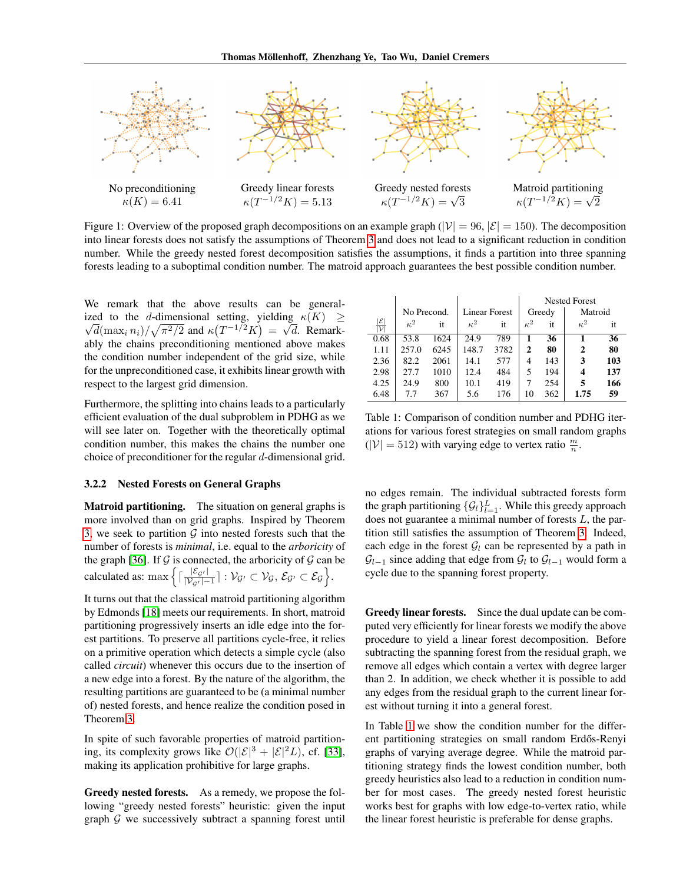No preconditioning $\kappa(K) = 6.41$

Greedy linear forests $\kappa(T^{-1/2}K) = 5.13$

Greedy nested forests $\kappa(T^{-1/2}K) = \sqrt{3}$

Matroid partitioning $\kappa(T^{-1/2}K) = \sqrt{2}$

Figure 1: Overview of the proposed graph decompositions on an example graph ($|\mathcal{V}| = 96$, $|\mathcal{E}| = 150$). The decomposition into linear forests does not satisfy the assumptions of Theorem 3 and does not lead to a significant reduction in condition number. While the greedy nested forest decomposition satisfies the assumptions, it finds a partition into three spanning forests leading to a suboptimal condition number. The matroid approach guarantees the best possible condition number.

We remark that the above results can be generalized to the $d$-dimensional setting, yielding $\kappa(K) \geq \sqrt{d}(\max_i n_i)/\sqrt{\pi^2/2}$ and $\kappa(T^{-1/2}K) = \sqrt{d}$. Remarkably the chains preconditioning mentioned above makes the condition number independent of the grid size, while for the unpreconditioned case, it exhibits linear growth with respect to the largest grid dimension.

Furthermore, the splitting into chains leads to a particularly efficient evaluation of the dual subproblem in PDHG as we will see later on. Together with the theoretically optimal condition number, this makes the chains the number one choice of preconditioner for the regular $d$-dimensional grid.

#### 3.2.2 Nested Forests on General Graphs

**Matroid partitioning.** The situation on general graphs is more involved than on grid graphs. Inspired by Theorem 3, we seek to partition $\mathcal{G}$ into nested forests such that the number of forests is *minimal*, i.e. equal to the *arboricity* of the graph [36]. If $\mathcal{G}$ is connected, the arboricity of $\mathcal{G}$ can be calculated as: $\max\left\{\lceil\frac{|\mathcal{E}_{\mathcal{G}'}|}{|\mathcal{V}_{\mathcal{G}'}|-1}\rceil : \mathcal{V}_{\mathcal{G}'} \subset \mathcal{V}_{\mathcal{G}}, \mathcal{E}_{\mathcal{G}'} \subset \mathcal{E}_{\mathcal{G}}\right\}$.

It turns out that the classical matroid partitioning algorithm by Edmonds [18] meets our requirements. In short, matroid partitioning progressively inserts an idle edge into the forest partitions. To preserve all partitions cycle-free, it relies on a primitive operation which detects a simple cycle (also called *circuit*) whenever this occurs due to the insertion of a new edge into a forest. By the nature of the algorithm, the resulting partitions are guaranteed to be (a minimal number of) nested forests, and hence realize the condition posed in Theorem 3.

In spite of such favorable properties of matroid partitioning, its complexity grows like $\mathcal{O}(|\mathcal{E}|^3 + |\mathcal{E}|^2 L)$, cf. [33], making its application prohibitive for large graphs.

**Greedy nested forests.** As a remedy, we propose the following "greedy nested forests" heuristic: given the input graph $\mathcal{G}$ we successively subtract a spanning forest until no edges remain. The individual subtracted forests form the graph partitioning $\{\mathcal{G}_l\}_{l=1}^L$. While this greedy approach does not guarantee a minimal number of forests $L$, the partition still satisfies the assumption of Theorem 3. Indeed, each edge in the forest $\mathcal{G}_l$ can be represented by a path in $\mathcal{G}_{l-1}$ since adding that edge from $\mathcal{G}_l$ to $\mathcal{G}_{l-1}$ would form a cycle due to the spanning forest property.

| $\frac{\lvert\mathcal{E}\rvert}{\lvert\mathcal{V}\rvert}$ | No Precond. | | Linear Forest | | Nested Forest | | | |
|---|---|---|---|---|---|---|---|---|
| | | | | | Greedy | | Matroid | |
| | $\kappa^2$ | it | $\kappa^2$ | it | $\kappa^2$ | it | $\kappa^2$ | it |
| 0.68 | 53.8 | 1624 | 24.9 | 789 | **1** | **36** | **1** | **36** |
| 1.11 | 257.0 | 6245 | 148.7 | 3782 | **2** | **80** | **2** | **80** |
| 2.36 | 82.2 | 2061 | 14.1 | 577 | 4 | 143 | **3** | **103** |
| 2.98 | 27.7 | 1010 | 12.4 | 484 | 5 | 194 | **4** | **137** |
| 4.25 | 24.9 | 800 | 10.1 | 419 | 7 | 254 | **5** | **166** |
| 6.48 | 7.7 | 367 | 5.6 | 176 | 10 | 362 | **1.75** | **59** |

Table 1: Comparison of condition number and PDHG iterations for various forest strategies on small random graphs ($|\mathcal{V}| = 512$) with varying edge to vertex ratio $\frac{m}{n}$.

**Greedy linear forests.** Since the dual update can be computed very efficiently for linear forests we modify the above procedure to yield a linear forest decomposition. Before subtracting the spanning forest from the residual graph, we remove all edges which contain a vertex with degree larger than 2. In addition, we check whether it is possible to add any edges from the residual graph to the current linear forest without turning it into a general forest.

In Table 1 we show the condition number for the different partitioning strategies on small random Erdős-Renyi graphs of varying average degree. While the matroid partitioning strategy finds the lowest condition number, both greedy heuristics also lead to a reduction in condition number for most cases. The greedy nested forest heuristic works best for graphs with low edge-to-vertex ratio, while the linear forest heuristic is preferable for dense graphs.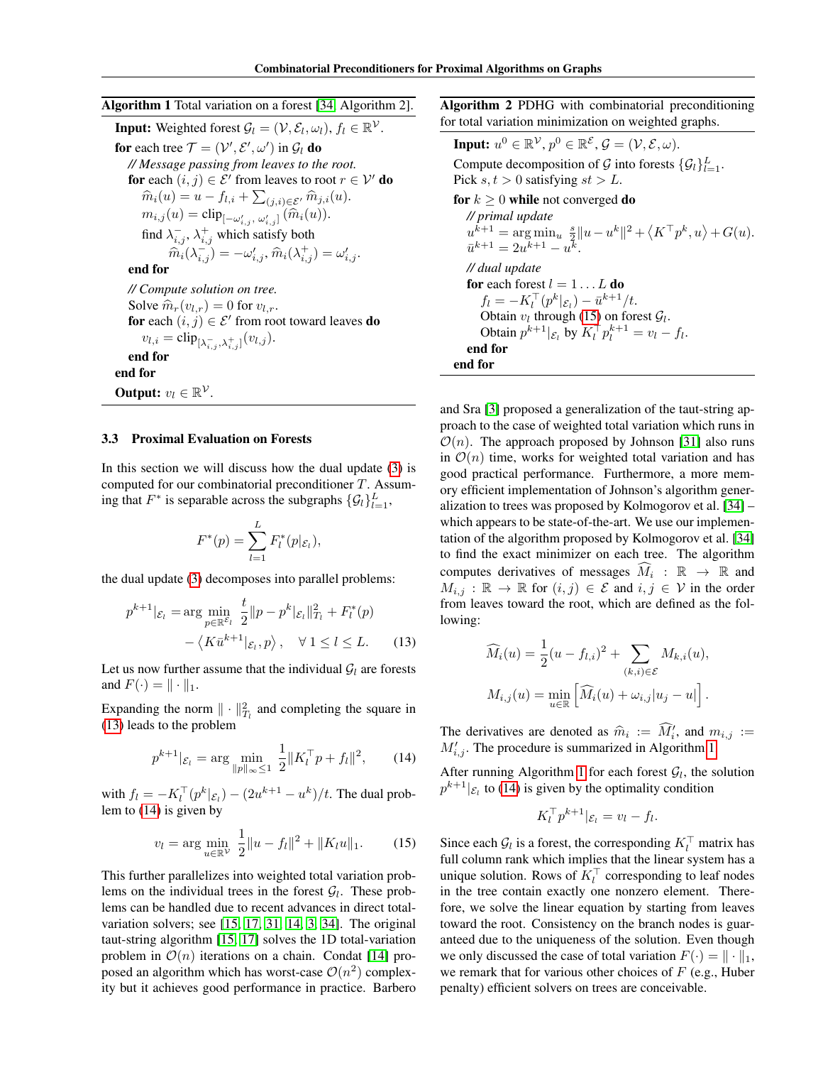**Algorithm 1** Total variation on a forest [34, Algorithm 2].

**Input:** Weighted forest $\mathcal{G}_l = (\mathcal{V}, \mathcal{E}_l, \omega_l)$, $f_l \in \mathbb{R}^{\mathcal{V}}$.
**for** each tree $\mathcal{T} = (\mathcal{V}', \mathcal{E}', \omega')$ in $\mathcal{G}_l$ **do**
  *// Message passing from leaves to the root.*
  **for** each $(i,j) \in \mathcal{E}'$ from leaves to root $r \in \mathcal{V}'$ **do**
    $\widehat{m}_i(u) = u - f_{l,i} + \sum_{(j,i)\in\mathcal{E}'} \widehat{m}_{j,i}(u)$.
    $m_{i,j}(u) = \text{clip}_{[-\omega'_{i,j},\, \omega'_{i,j}]}(\widehat{m}_i(u))$.
    find $\lambda^-_{i,j}$, $\lambda^+_{i,j}$ which satisfy both
      $\widehat{m}_i(\lambda^-_{i,j}) = -\omega'_{i,j}$, $\widehat{m}_i(\lambda^+_{i,j}) = \omega'_{i,j}$.
  **end for**
  *// Compute solution on tree.*
  Solve $\widehat{m}_r(v_{l,r}) = 0$ for $v_{l,r}$.
  **for** each $(i,j) \in \mathcal{E}'$ from root toward leaves **do**
    $v_{l,i} = \text{clip}_{[\lambda^-_{i,j}, \lambda^+_{i,j}]}(v_{l,j})$.
  **end for**
**end for**
**Output:** $v_l \in \mathbb{R}^{\mathcal{V}}$.

### 3.3 Proximal Evaluation on Forests

In this section we will discuss how the dual update (3) is computed for our combinatorial preconditioner $T$. Assuming that $F^*$ is separable across the subgraphs $\{\mathcal{G}_l\}_{l=1}^L$,

$$F^*(p) = \sum_{l=1}^{L} F_l^*(p|_{\mathcal{E}_l}),$$

the dual update (3) decomposes into parallel problems:

$$p^{k+1}|_{\mathcal{E}_l} = \arg\min_{p\in\mathbb{R}^{\mathcal{E}_l}} \frac{t}{2}\|p - p^k|_{\mathcal{E}_l}\|^2_{T_l} + F_l^*(p) - \left\langle K\bar{u}^{k+1}|_{\mathcal{E}_l}, p\right\rangle, \quad \forall\, 1 \le l \le L. \tag{13}$$

Let us now further assume that the individual $\mathcal{G}_l$ are forests and $F(\cdot) = \|\cdot\|_1$.

Expanding the norm $\|\cdot\|^2_{T_l}$ and completing the square in (13) leads to the problem

$$p^{k+1}|_{\mathcal{E}_l} = \arg\min_{\|p\|_\infty \le 1} \frac{1}{2}\|K_l^\top p + f_l\|^2, \tag{14}$$

with $f_l = -K_l^\top(p^k|_{\mathcal{E}_l}) - (2u^{k+1} - u^k)/t$. The dual problem to (14) is given by

$$v_l = \arg\min_{u\in\mathbb{R}^{\mathcal{V}}} \frac{1}{2}\|u - f_l\|^2 + \|K_l u\|_1. \tag{15}$$

This further parallelizes into weighted total variation problems on the individual trees in the forest $\mathcal{G}_l$. These problems can be handled due to recent advances in direct total-variation solvers; see [15, 17, 31, 14, 3, 34]. The original taut-string algorithm [15, 17] solves the 1D total-variation problem in $\mathcal{O}(n)$ iterations on a chain. Condat [14] proposed an algorithm which has worst-case $\mathcal{O}(n^2)$ complexity but it achieves good performance in practice. Barbero and Sra [3] proposed a generalization of the taut-string approach to the case of weighted total variation which runs in $\mathcal{O}(n)$. The approach proposed by Johnson [31] also runs in $\mathcal{O}(n)$ time, works for weighted total variation and has good practical performance. Furthermore, a more memory efficient implementation of Johnson's algorithm generalization to trees was proposed by Kolmogorov et al. [34] – which appears to be state-of-the-art. We use our implementation of the algorithm proposed by Kolmogorov et al. [34] to find the exact minimizer on each tree. The algorithm computes derivatives of messages $\widehat{M}_i : \mathbb{R} \to \mathbb{R}$ and $M_{i,j} : \mathbb{R} \to \mathbb{R}$ for $(i,j) \in \mathcal{E}$ and $i,j \in \mathcal{V}$ in the order from leaves toward the root, which are defined as the following:

$$\widehat{M}_i(u) = \frac{1}{2}(u - f_{l,i})^2 + \sum_{(k,i)\in\mathcal{E}} M_{k,i}(u),$$

$$M_{i,j}(u) = \min_{u\in\mathbb{R}} \left[\widehat{M}_i(u) + \omega_{i,j}|u_j - u|\right].$$

The derivatives are denoted as $\widehat{m}_i := \widehat{M}_i'$, and $m_{i,j} := M'_{i,j}$. The procedure is summarized in Algorithm 1.

After running Algorithm 1 for each forest $\mathcal{G}_l$, the solution $p^{k+1}|_{\mathcal{E}_l}$ to (14) is given by the optimality condition

$$K_l^\top p^{k+1}|_{\mathcal{E}_l} = v_l - f_l.$$

Since each $\mathcal{G}_l$ is a forest, the corresponding $K_l^\top$ matrix has full column rank which implies that the linear system has a unique solution. Rows of $K_l^\top$ corresponding to leaf nodes in the tree contain exactly one nonzero element. Therefore, we solve the linear equation by starting from leaves toward the root. Consistency on the branch nodes is guaranteed due to the uniqueness of the solution. Even though we only discussed the case of total variation $F(\cdot) = \|\cdot\|_1$, we remark that for various other choices of $F$ (e.g., Huber penalty) efficient solvers on trees are conceivable.

**Algorithm 2** PDHG with combinatorial preconditioning for total variation minimization on weighted graphs.

**Input:** $u^0 \in \mathbb{R}^{\mathcal{V}}$, $p^0 \in \mathbb{R}^{\mathcal{E}}$, $\mathcal{G} = (\mathcal{V}, \mathcal{E}, \omega)$.
Compute decomposition of $\mathcal{G}$ into forests $\{\mathcal{G}_l\}_{l=1}^L$.
Pick $s,t > 0$ satisfying $st > L$.
**for** $k \ge 0$ **while** not converged **do**
  *// primal update*
  $u^{k+1} = \arg\min_u \frac{s}{2}\|u - u^k\|^2 + \left\langle K^\top p^k, u\right\rangle + G(u)$.
  $\bar{u}^{k+1} = 2u^{k+1} - u^k$.
  *// dual update*
  **for** each forest $l = 1 \dots L$ **do**
    $f_l = -K_l^\top(p^k|_{\mathcal{E}_l}) - \bar{u}^{k+1}/t$.
    Obtain $v_l$ through (15) on forest $\mathcal{G}_l$.
    Obtain $p^{k+1}|_{\mathcal{E}_l}$ by $K_l^\top p_l^{k+1} = v_l - f_l$.
  **end for**
**end for**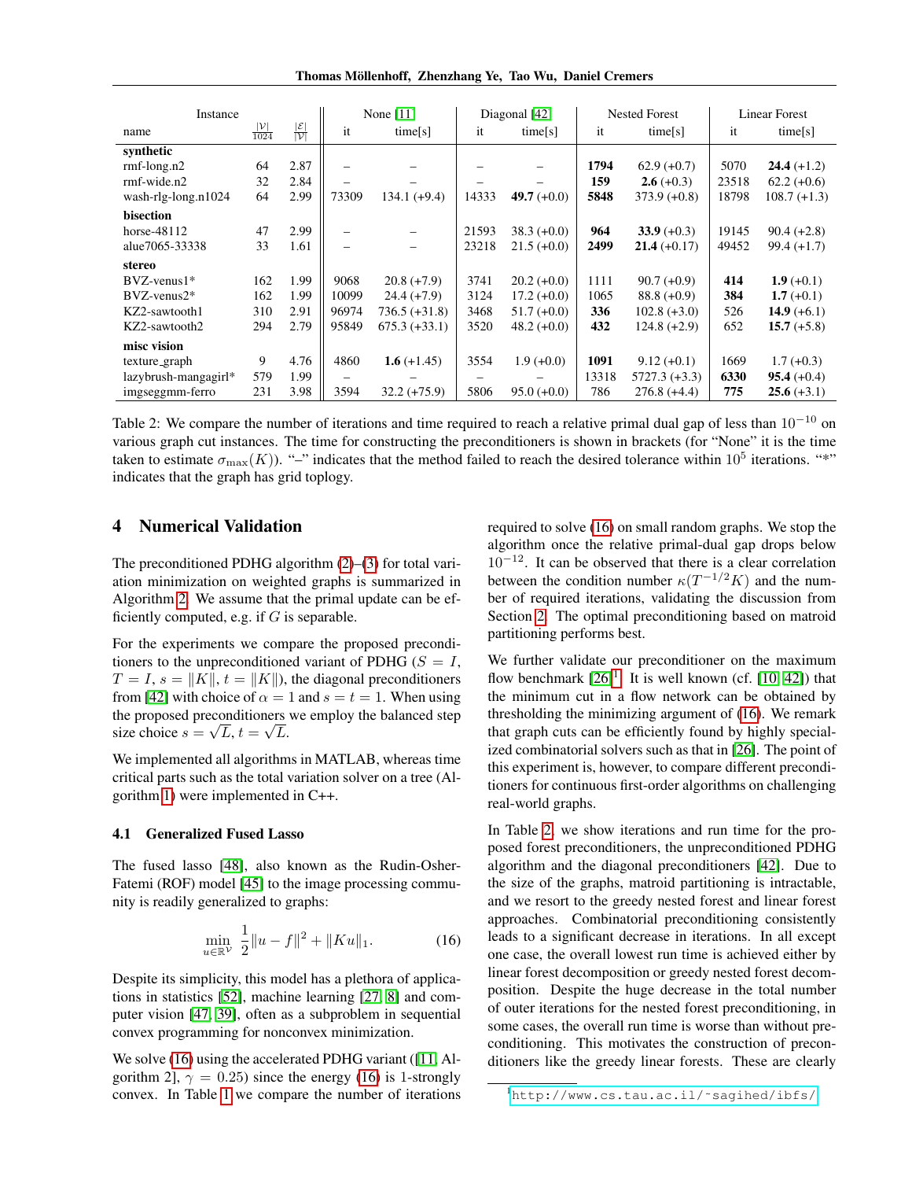| Instance | | | None [11] | | Diagonal [42] | | Nested Forest | | Linear Forest | |
|---|---|---|---|---|---|---|---|---|---|---|
| name | $\frac{\lvert\mathcal{V}\rvert}{1024}$ | $\frac{\lvert\mathcal{E}\rvert}{\lvert\mathcal{V}\rvert}$ | it | time[s] | it | time[s] | it | time[s] | it | time[s] |
| **synthetic** | | | | | | | | | | |
| rmf-long.n2 | 64 | 2.87 | – | – | – | – | **1794** | 62.9 (+0.7) | 5070 | **24.4** (+1.2) |
| rmf-wide.n2 | 32 | 2.84 | – | – | – | – | **159** | **2.6** (+0.3) | 23518 | 62.2 (+0.6) |
| wash-rlg-long.n1024 | 64 | 2.99 | 73309 | 134.1 (+9.4) | 14333 | **49.7** (+0.0) | **5848** | 373.9 (+0.8) | 18798 | 108.7 (+1.3) |
| **bisection** | | | | | | | | | | |
| horse-48112 | 47 | 2.99 | – | – | 21593 | 38.3 (+0.0) | **964** | **33.9** (+0.3) | 19145 | 90.4 (+2.8) |
| alue7065-33338 | 33 | 1.61 | – | – | 23218 | 21.5 (+0.0) | **2499** | **21.4** (+0.17) | 49452 | 99.4 (+1.7) |
| **stereo** | | | | | | | | | | |
| BVZ-venus1* | 162 | 1.99 | 9068 | 20.8 (+7.9) | 3741 | 20.2 (+0.0) | 1111 | 90.7 (+0.9) | **414** | **1.9** (+0.1) |
| BVZ-venus2* | 162 | 1.99 | 10099 | 24.4 (+7.9) | 3124 | 17.2 (+0.0) | 1065 | 88.8 (+0.9) | **384** | **1.7** (+0.1) |
| KZ2-sawtooth1 | 310 | 2.91 | 96974 | 736.5 (+31.8) | 3468 | 51.7 (+0.0) | **336** | 102.8 (+3.0) | 526 | **14.9** (+6.1) |
| KZ2-sawtooth2 | 294 | 2.79 | 95849 | 675.3 (+33.1) | 3520 | 48.2 (+0.0) | **432** | 124.8 (+2.9) | 652 | **15.7** (+5.8) |
| **misc vision** | | | | | | | | | | |
| texture_graph | 9 | 4.76 | 4860 | **1.6** (+1.45) | 3554 | 1.9 (+0.0) | **1091** | 9.12 (+0.1) | 1669 | 1.7 (+0.3) |
| lazybrush-mangagirl* | 579 | 1.99 | – | – | – | – | 13318 | 5727.3 (+3.3) | **6330** | **95.4** (+0.4) |
| imgseggmm-ferro | 231 | 3.98 | 3594 | 32.2 (+75.9) | 5806 | 95.0 (+0.0) | 786 | 276.8 (+4.4) | **775** | **25.6** (+3.1) |

Table 2: We compare the number of iterations and time required to reach a relative primal dual gap of less than $10^{-10}$ on various graph cut instances. The time for constructing the preconditioners is shown in brackets (for "None" it is the time taken to estimate $\sigma_{\max}(K)$). "–" indicates that the method failed to reach the desired tolerance within $10^5$ iterations. "*" indicates that the graph has grid toplogy.

## 4 Numerical Validation

The preconditioned PDHG algorithm (2)–(3) for total variation minimization on weighted graphs is summarized in Algorithm 2. We assume that the primal update can be efficiently computed, e.g. if $G$ is separable.

For the experiments we compare the proposed preconditioners to the unpreconditioned variant of PDHG ($S = I$, $T = I$, $s = \|K\|$, $t = \|K\|$), the diagonal preconditioners from [42] with choice of $\alpha = 1$ and $s = t = 1$. When using the proposed preconditioners we employ the balanced step size choice $s = \sqrt{L}$, $t = \sqrt{L}$.

We implemented all algorithms in MATLAB, whereas time critical parts such as the total variation solver on a tree (Algorithm 1) were implemented in C++.

### 4.1 Generalized Fused Lasso

The fused lasso [48], also known as the Rudin-Osher-Fatemi (ROF) model [45] to the image processing community is readily generalized to graphs:

$$\min_{u \in \mathbb{R}^{\mathcal{V}}} \; \frac{1}{2}\|u - f\|^2 + \|Ku\|_1. \tag{16}$$

Despite its simplicity, this model has a plethora of applications in statistics [52], machine learning [27, 8] and computer vision [47, 39], often as a subproblem in sequential convex programming for nonconvex minimization.

We solve (16) using the accelerated PDHG variant ([11, Algorithm 2], $\gamma = 0.25$) since the energy (16) is 1-strongly convex. In Table 1 we compare the number of iterations required to solve (16) on small random graphs. We stop the algorithm once the relative primal-dual gap drops below $10^{-12}$. It can be observed that there is a clear correlation between the condition number $\kappa(T^{-1/2}K)$ and the number of required iterations, validating the discussion from Section 2. The optimal preconditioning based on matroid partitioning performs best.

We further validate our preconditioner on the maximum flow benchmark [26][1]. It is well known (cf. [10, 42]) that the minimum cut in a flow network can be obtained by thresholding the minimizing argument of (16). We remark that graph cuts can be efficiently found by highly specialized combinatorial solvers such as that in [26]. The point of this experiment is, however, to compare different preconditioners for continuous first-order algorithms on challenging real-world graphs.

In Table 2, we show iterations and run time for the proposed forest preconditioners, the unpreconditioned PDHG algorithm and the diagonal preconditioners [42]. Due to the size of the graphs, matroid partitioning is intractable, and we resort to the greedy nested forest and linear forest approaches. Combinatorial preconditioning consistently leads to a significant decrease in iterations. In all except one case, the overall lowest run time is achieved either by linear forest decomposition or greedy nested forest decomposition. Despite the huge decrease in the total number of outer iterations for the nested forest preconditioning, in some cases, the overall run time is worse than without preconditioning. This motivates the construction of preconditioners like the greedy linear forests. These are clearly

[1] http://www.cs.tau.ac.il/~sagihed/ibfs/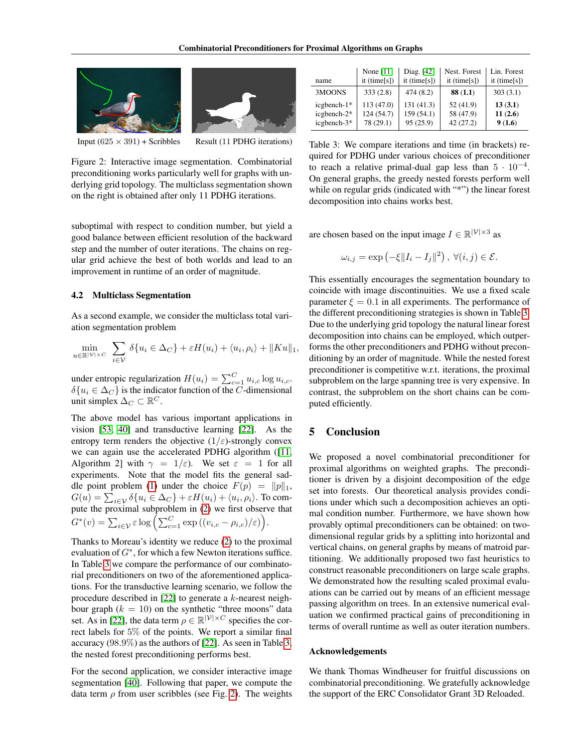Input (625 × 391) + Scribbles     Result (11 PDHG iterations)

Figure 2: Interactive image segmentation. Combinatorial preconditioning works particularly well for graphs with underlying grid topology. The multiclass segmentation shown on the right is obtained after only 11 PDHG iterations.

suboptimal with respect to condition number, but yield a good balance between efficient resolution of the backward step and the number of outer iterations. The chains on regular grid achieve the best of both worlds and lead to an improvement in runtime of an order of magnitude.

### 4.2 Multiclass Segmentation

As a second example, we consider the multiclass total variation segmentation problem

$$\min_{u \in \mathbb{R}^{|\mathcal{V}| \times C}} \sum_{i \in \mathcal{V}} \delta\{u_i \in \Delta_C\} + \varepsilon H(u_i) + \langle u_i, \rho_i \rangle + \|Ku\|_1,$$

under entropic regularization $H(u_i) = \sum_{c=1}^{C} u_{i,c} \log u_{i,c}$. $\delta\{u_i \in \Delta_C\}$ is the indicator function of the $C$-dimensional unit simplex $\Delta_C \subset \mathbb{R}^C$.

The above model has various important applications in vision [53, 40] and transductive learning [22]. As the entropy term renders the objective $(1/\varepsilon)$-strongly convex we can again use the accelerated PDHG algorithm ([11, Algorithm 2] with $\gamma = 1/\varepsilon$). We set $\varepsilon = 1$ for all experiments. Note that the model fits the general saddle point problem (1) under the choice $F(p) = \|p\|_1$, $G(u) = \sum_{i \in \mathcal{V}} \delta\{u_i \in \Delta_C\} + \varepsilon H(u_i) + \langle u_i, \rho_i \rangle$. To compute the proximal subproblem in (2) we first observe that $G^*(v) = \sum_{i \in \mathcal{V}} \varepsilon \log \left( \sum_{c=1}^{C} \exp\left((v_{i,c} - \rho_{i,c})/\varepsilon\right) \right)$.

Thanks to Moreau's identity we reduce (2) to the proximal evaluation of $G^*$, for which a few Newton iterations suffice. In Table 3 we compare the performance of our combinatorial preconditioners on two of the aforementioned applications. For the transductive learning scenario, we follow the procedure described in [22] to generate a $k$-nearest neighbour graph ($k = 10$) on the synthetic "three moons" data set. As in [22], the data term $\rho \in \mathbb{R}^{|\mathcal{V}| \times C}$ specifies the correct labels for 5% of the points. We report a similar final accuracy (98.9%) as the authors of [22]. As seen in Table 3, the nested forest preconditioning performs best.

For the second application, we consider interactive image segmentation [40]. Following that paper, we compute the data term $\rho$ from user scribbles (see Fig. 2). The weights are chosen based on the input image $I \in \mathbb{R}^{|\mathcal{V}| \times 3}$ as

$$\omega_{i,j} = \exp\left(-\xi \|I_i - I_j\|^2\right), \; \forall (i,j) \in \mathcal{E}.$$

This essentially encourages the segmentation boundary to coincide with image discontinuities. We use a fixed scale parameter $\xi = 0.1$ in all experiments. The performance of the different preconditioning strategies is shown in Table 3. Due to the underlying grid topology the natural linear forest decomposition into chains can be employed, which outperforms the other preconditioners and PDHG without preconditioning by an order of magnitude. While the nested forest preconditioner is competitive w.r.t. iterations, the proximal subproblem on the large spanning tree is very expensive. In contrast, the subproblem on the short chains can be computed efficiently.

| name | None [11] it (time[s]) | Diag. [42] it (time[s]) | Nest. Forest it (time[s]) | Lin. Forest it (time[s]) |
|---|---|---|---|---|
| 3MOONS | 333 (2.8) | 474 (8.2) | **88 (1.1)** | 303 (3.1) |
| icgbench-1* | 113 (47.0) | 131 (41.3) | 52 (41.9) | **13 (3.1)** |
| icgbench-2* | 124 (54.7) | 159 (54.1) | 58 (47.9) | **11 (2.6)** |
| icgbench-3* | 78 (29.1) | 95 (25.9) | 42 (27.2) | **9 (1.6)** |

Table 3: We compare iterations and time (in brackets) required for PDHG under various choices of preconditioning to reach a relative primal-dual gap less than $5 \cdot 10^{-4}$. On general graphs, the greedy nested forests perform well while on regular grids (indicated with "*") the linear forest decomposition into chains works best.

## 5 Conclusion

We proposed a novel combinatorial preconditioner for proximal algorithms on weighted graphs. The preconditioner is driven by a disjoint decomposition of the edge set into forests. Our theoretical analysis provides conditions under which such a decomposition achieves an optimal condition number. Furthermore, we have shown how provably optimal preconditioners can be obtained: on two-dimensional regular grids by a splitting into horizontal and vertical chains, on general graphs by means of matroid partitioning. We additionally proposed two fast heuristics to construct reasonable preconditioners on large scale graphs. We demonstrated how the resulting scaled proximal evaluations can be carried out by means of an efficient message passing algorithm on trees. In an extensive numerical evaluation we confirmed practical gains of preconditioning in terms of overall runtime as well as outer iteration numbers.

### Acknowledgements

We thank Thomas Windheuser for fruitful discussions on combinatorial preconditioning. We gratefully acknowledge the support of the ERC Consolidator Grant 3D Reloaded.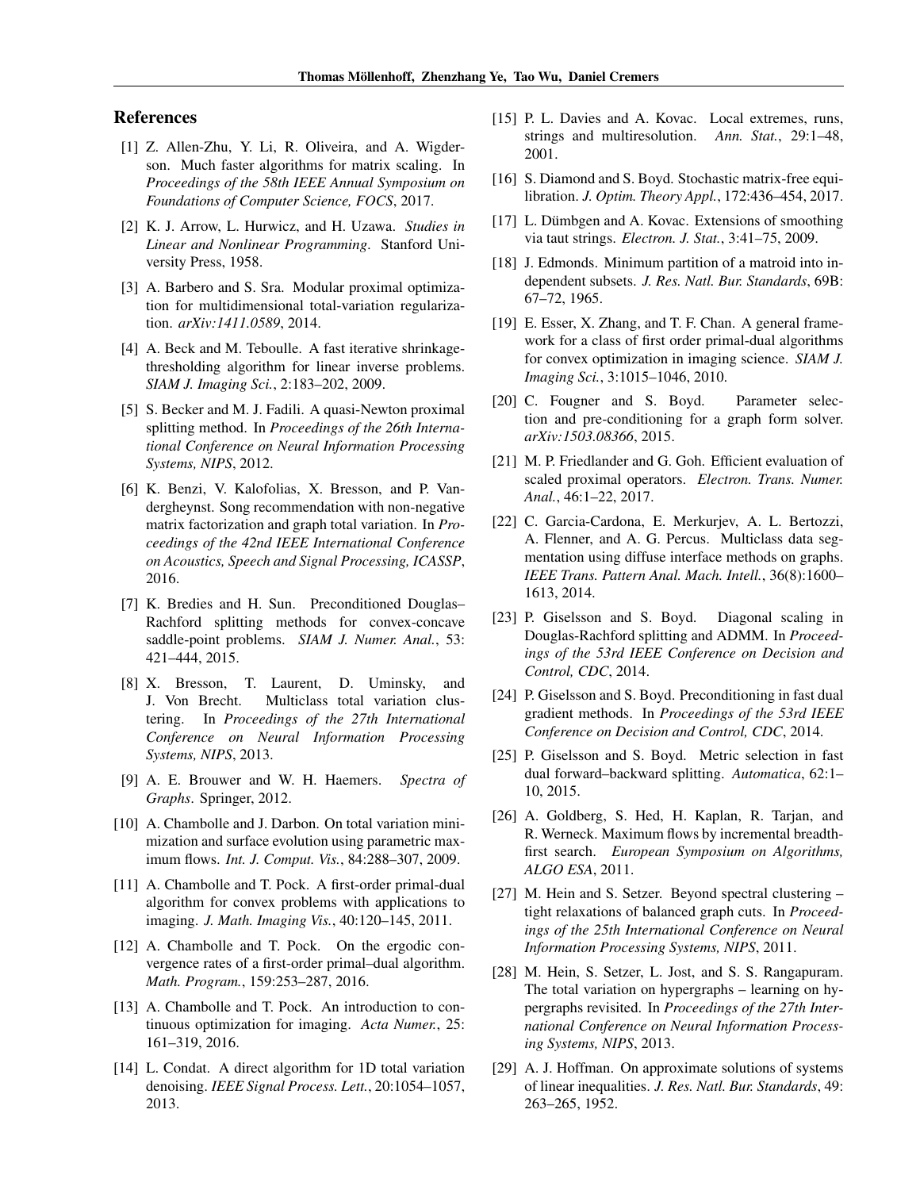## References

[1] Z. Allen-Zhu, Y. Li, R. Oliveira, and A. Wigderson. Much faster algorithms for matrix scaling. In *Proceedings of the 58th IEEE Annual Symposium on Foundations of Computer Science, FOCS*, 2017.

[2] K. J. Arrow, L. Hurwicz, and H. Uzawa. *Studies in Linear and Nonlinear Programming*. Stanford University Press, 1958.

[3] A. Barbero and S. Sra. Modular proximal optimization for multidimensional total-variation regularization. *arXiv:1411.0589*, 2014.

[4] A. Beck and M. Teboulle. A fast iterative shrinkage-thresholding algorithm for linear inverse problems. *SIAM J. Imaging Sci.*, 2:183–202, 2009.

[5] S. Becker and M. J. Fadili. A quasi-Newton proximal splitting method. In *Proceedings of the 26th International Conference on Neural Information Processing Systems, NIPS*, 2012.

[6] K. Benzi, V. Kalofolias, X. Bresson, and P. Vandergheynst. Song recommendation with non-negative matrix factorization and graph total variation. In *Proceedings of the 42nd IEEE International Conference on Acoustics, Speech and Signal Processing, ICASSP*, 2016.

[7] K. Bredies and H. Sun. Preconditioned Douglas–Rachford splitting methods for convex-concave saddle-point problems. *SIAM J. Numer. Anal.*, 53: 421–444, 2015.

[8] X. Bresson, T. Laurent, D. Uminsky, and J. Von Brecht. Multiclass total variation clustering. In *Proceedings of the 27th International Conference on Neural Information Processing Systems, NIPS*, 2013.

[9] A. E. Brouwer and W. H. Haemers. *Spectra of Graphs*. Springer, 2012.

[10] A. Chambolle and J. Darbon. On total variation minimization and surface evolution using parametric maximum flows. *Int. J. Comput. Vis.*, 84:288–307, 2009.

[11] A. Chambolle and T. Pock. A first-order primal-dual algorithm for convex problems with applications to imaging. *J. Math. Imaging Vis.*, 40:120–145, 2011.

[12] A. Chambolle and T. Pock. On the ergodic convergence rates of a first-order primal–dual algorithm. *Math. Program.*, 159:253–287, 2016.

[13] A. Chambolle and T. Pock. An introduction to continuous optimization for imaging. *Acta Numer.*, 25: 161–319, 2016.

[14] L. Condat. A direct algorithm for 1D total variation denoising. *IEEE Signal Process. Lett.*, 20:1054–1057, 2013.

[15] P. L. Davies and A. Kovac. Local extremes, runs, strings and multiresolution. *Ann. Stat.*, 29:1–48, 2001.

[16] S. Diamond and S. Boyd. Stochastic matrix-free equilibration. *J. Optim. Theory Appl.*, 172:436–454, 2017.

[17] L. Dümbgen and A. Kovac. Extensions of smoothing via taut strings. *Electron. J. Stat.*, 3:41–75, 2009.

[18] J. Edmonds. Minimum partition of a matroid into independent subsets. *J. Res. Natl. Bur. Standards*, 69B: 67–72, 1965.

[19] E. Esser, X. Zhang, and T. F. Chan. A general framework for a class of first order primal-dual algorithms for convex optimization in imaging science. *SIAM J. Imaging Sci.*, 3:1015–1046, 2010.

[20] C. Fougner and S. Boyd. Parameter selection and pre-conditioning for a graph form solver. *arXiv:1503.08366*, 2015.

[21] M. P. Friedlander and G. Goh. Efficient evaluation of scaled proximal operators. *Electron. Trans. Numer. Anal.*, 46:1–22, 2017.

[22] C. Garcia-Cardona, E. Merkurjev, A. L. Bertozzi, A. Flenner, and A. G. Percus. Multiclass data segmentation using diffuse interface methods on graphs. *IEEE Trans. Pattern Anal. Mach. Intell.*, 36(8):1600–1613, 2014.

[23] P. Giselsson and S. Boyd. Diagonal scaling in Douglas-Rachford splitting and ADMM. In *Proceedings of the 53rd IEEE Conference on Decision and Control, CDC*, 2014.

[24] P. Giselsson and S. Boyd. Preconditioning in fast dual gradient methods. In *Proceedings of the 53rd IEEE Conference on Decision and Control, CDC*, 2014.

[25] P. Giselsson and S. Boyd. Metric selection in fast dual forward–backward splitting. *Automatica*, 62:1–10, 2015.

[26] A. Goldberg, S. Hed, H. Kaplan, R. Tarjan, and R. Werneck. Maximum flows by incremental breadth-first search. *European Symposium on Algorithms, ALGO ESA*, 2011.

[27] M. Hein and S. Setzer. Beyond spectral clustering – tight relaxations of balanced graph cuts. In *Proceedings of the 25th International Conference on Neural Information Processing Systems, NIPS*, 2011.

[28] M. Hein, S. Setzer, L. Jost, and S. S. Rangapuram. The total variation on hypergraphs – learning on hypergraphs revisited. In *Proceedings of the 27th International Conference on Neural Information Processing Systems, NIPS*, 2013.

[29] A. J. Hoffman. On approximate solutions of systems of linear inequalities. *J. Res. Natl. Bur. Standards*, 49: 263–265, 1952.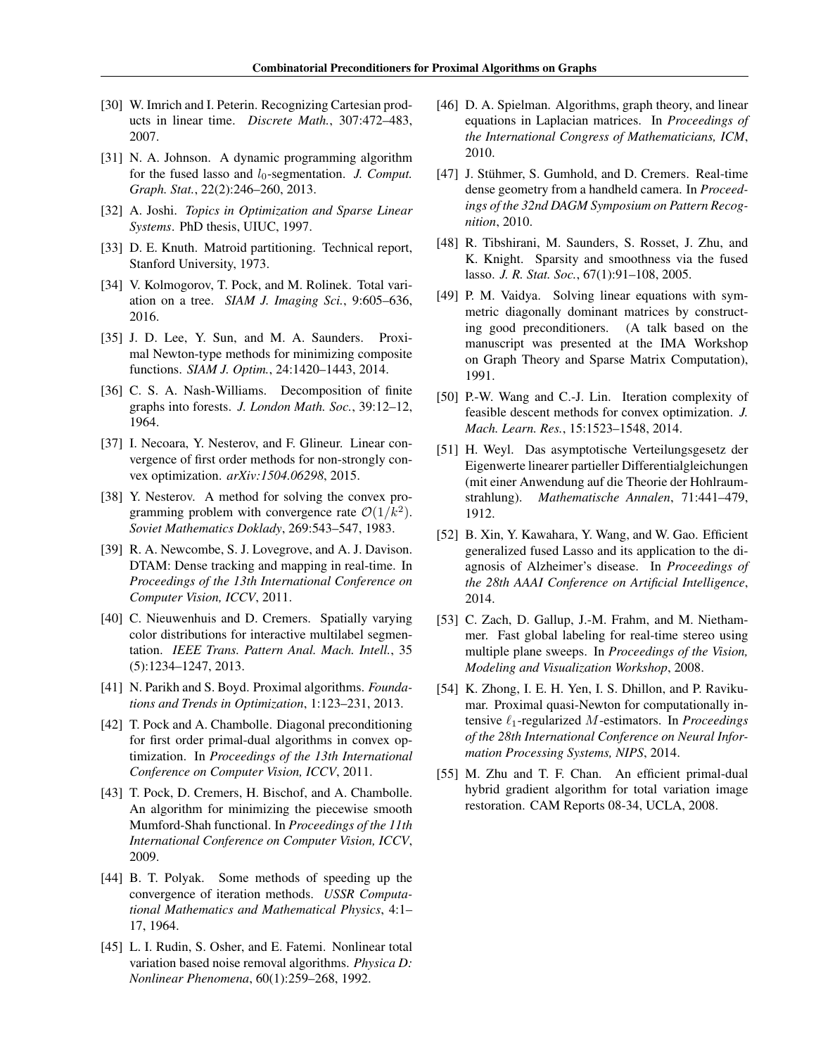[30] W. Imrich and I. Peterin. Recognizing Cartesian products in linear time. *Discrete Math.*, 307:472–483, 2007.

[31] N. A. Johnson. A dynamic programming algorithm for the fused lasso and $l_0$-segmentation. *J. Comput. Graph. Stat.*, 22(2):246–260, 2013.

[32] A. Joshi. *Topics in Optimization and Sparse Linear Systems*. PhD thesis, UIUC, 1997.

[33] D. E. Knuth. Matroid partitioning. Technical report, Stanford University, 1973.

[34] V. Kolmogorov, T. Pock, and M. Rolinek. Total variation on a tree. *SIAM J. Imaging Sci.*, 9:605–636, 2016.

[35] J. D. Lee, Y. Sun, and M. A. Saunders. Proximal Newton-type methods for minimizing composite functions. *SIAM J. Optim.*, 24:1420–1443, 2014.

[36] C. S. A. Nash-Williams. Decomposition of finite graphs into forests. *J. London Math. Soc.*, 39:12–12, 1964.

[37] I. Necoara, Y. Nesterov, and F. Glineur. Linear convergence of first order methods for non-strongly convex optimization. *arXiv:1504.06298*, 2015.

[38] Y. Nesterov. A method for solving the convex programming problem with convergence rate $\mathcal{O}(1/k^2)$. *Soviet Mathematics Doklady*, 269:543–547, 1983.

[39] R. A. Newcombe, S. J. Lovegrove, and A. J. Davison. DTAM: Dense tracking and mapping in real-time. In *Proceedings of the 13th International Conference on Computer Vision, ICCV*, 2011.

[40] C. Nieuwenhuis and D. Cremers. Spatially varying color distributions for interactive multilabel segmentation. *IEEE Trans. Pattern Anal. Mach. Intell.*, 35 (5):1234–1247, 2013.

[41] N. Parikh and S. Boyd. Proximal algorithms. *Foundations and Trends in Optimization*, 1:123–231, 2013.

[42] T. Pock and A. Chambolle. Diagonal preconditioning for first order primal-dual algorithms in convex optimization. In *Proceedings of the 13th International Conference on Computer Vision, ICCV*, 2011.

[43] T. Pock, D. Cremers, H. Bischof, and A. Chambolle. An algorithm for minimizing the piecewise smooth Mumford-Shah functional. In *Proceedings of the 11th International Conference on Computer Vision, ICCV*, 2009.

[44] B. T. Polyak. Some methods of speeding up the convergence of iteration methods. *USSR Computational Mathematics and Mathematical Physics*, 4:1–17, 1964.

[45] L. I. Rudin, S. Osher, and E. Fatemi. Nonlinear total variation based noise removal algorithms. *Physica D: Nonlinear Phenomena*, 60(1):259–268, 1992.

[46] D. A. Spielman. Algorithms, graph theory, and linear equations in Laplacian matrices. In *Proceedings of the International Congress of Mathematicians, ICM*, 2010.

[47] J. Stühmer, S. Gumhold, and D. Cremers. Real-time dense geometry from a handheld camera. In *Proceedings of the 32nd DAGM Symposium on Pattern Recognition*, 2010.

[48] R. Tibshirani, M. Saunders, S. Rosset, J. Zhu, and K. Knight. Sparsity and smoothness via the fused lasso. *J. R. Stat. Soc.*, 67(1):91–108, 2005.

[49] P. M. Vaidya. Solving linear equations with symmetric diagonally dominant matrices by constructing good preconditioners. (A talk based on the manuscript was presented at the IMA Workshop on Graph Theory and Sparse Matrix Computation), 1991.

[50] P.-W. Wang and C.-J. Lin. Iteration complexity of feasible descent methods for convex optimization. *J. Mach. Learn. Res.*, 15:1523–1548, 2014.

[51] H. Weyl. Das asymptotische Verteilungsgesetz der Eigenwerte linearer partieller Differentialgleichungen (mit einer Anwendung auf die Theorie der Hohlraumstrahlung). *Mathematische Annalen*, 71:441–479, 1912.

[52] B. Xin, Y. Kawahara, Y. Wang, and W. Gao. Efficient generalized fused Lasso and its application to the diagnosis of Alzheimer's disease. In *Proceedings of the 28th AAAI Conference on Artificial Intelligence*, 2014.

[53] C. Zach, D. Gallup, J.-M. Frahm, and M. Niethammer. Fast global labeling for real-time stereo using multiple plane sweeps. In *Proceedings of the Vision, Modeling and Visualization Workshop*, 2008.

[54] K. Zhong, I. E. H. Yen, I. S. Dhillon, and P. Ravikumar. Proximal quasi-Newton for computationally intensive $\ell_1$-regularized $M$-estimators. In *Proceedings of the 28th International Conference on Neural Information Processing Systems, NIPS*, 2014.

[55] M. Zhu and T. F. Chan. An efficient primal-dual hybrid gradient algorithm for total variation image restoration. CAM Reports 08-34, UCLA, 2008.